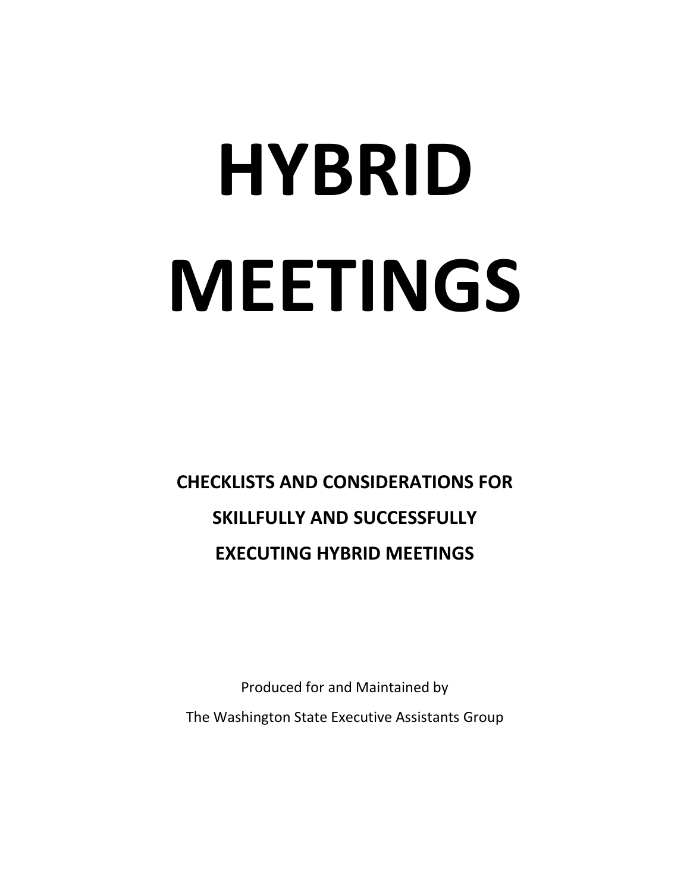# HYBRID MEETINGS

**CHECKLISTS AND CONSIDERATIONS FOR SKILLFULLY AND SUCCESSFULLY EXECUTING HYBRID MEETINGS**

Produced for and Maintained by

The Washington State Executive Assistants Group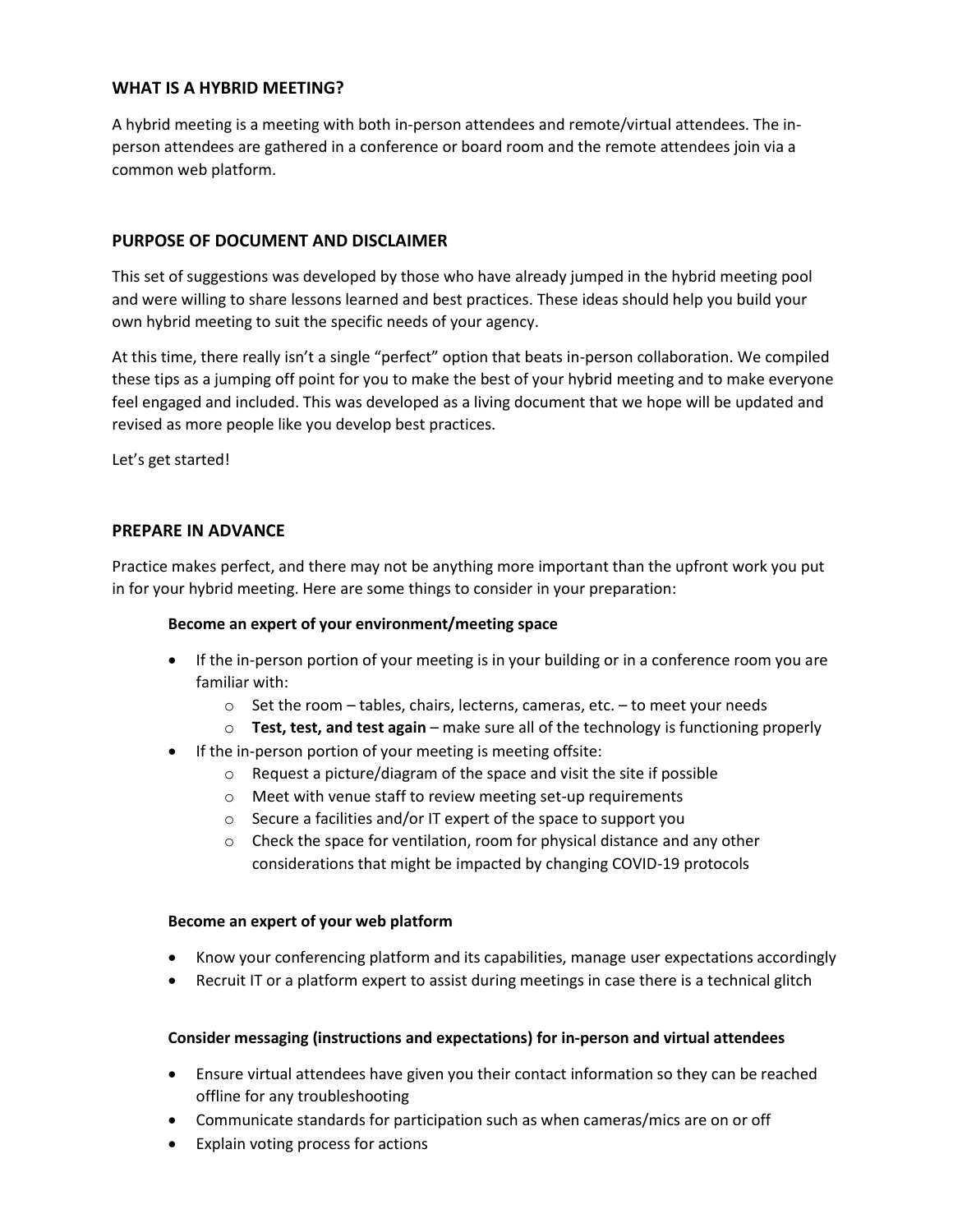## WHAT IS A HYBRID MEETING?

A hybrid meeting is a meeting with both in-person attendees and remote/virtual attendees. The in-person attendees are gathered in a conference or board room and the remote attendees join via a common web platform.

## PURPOSE OF DOCUMENT AND DISCLAIMER

This set of suggestions was developed by those who have already jumped in the hybrid meeting pool and were willing to share lessons learned and best practices. These ideas should help you build your own hybrid meeting to suit the specific needs of your agency.

At this time, there really isn't a single "perfect" option that beats in-person collaboration. We compiled these tips as a jumping off point for you to make the best of your hybrid meeting and to make everyone feel engaged and included. This was developed as a living document that we hope will be updated and revised as more people like you develop best practices.

Let's get started!

## PREPARE IN ADVANCE

Practice makes perfect, and there may not be anything more important than the upfront work you put in for your hybrid meeting. Here are some things to consider in your preparation:

**Become an expert of your environment/meeting space**

- If the in-person portion of your meeting is in your building or in a conference room you are familiar with:
  - Set the room – tables, chairs, lecterns, cameras, etc. – to meet your needs
  - **Test, test, and test again** – make sure all of the technology is functioning properly
- If the in-person portion of your meeting is meeting offsite:
  - Request a picture/diagram of the space and visit the site if possible
  - Meet with venue staff to review meeting set-up requirements
  - Secure a facilities and/or IT expert of the space to support you
  - Check the space for ventilation, room for physical distance and any other considerations that might be impacted by changing COVID-19 protocols

**Become an expert of your web platform**

- Know your conferencing platform and its capabilities, manage user expectations accordingly
- Recruit IT or a platform expert to assist during meetings in case there is a technical glitch

**Consider messaging (instructions and expectations) for in-person and virtual attendees**

- Ensure virtual attendees have given you their contact information so they can be reached offline for any troubleshooting
- Communicate standards for participation such as when cameras/mics are on or off
- Explain voting process for actions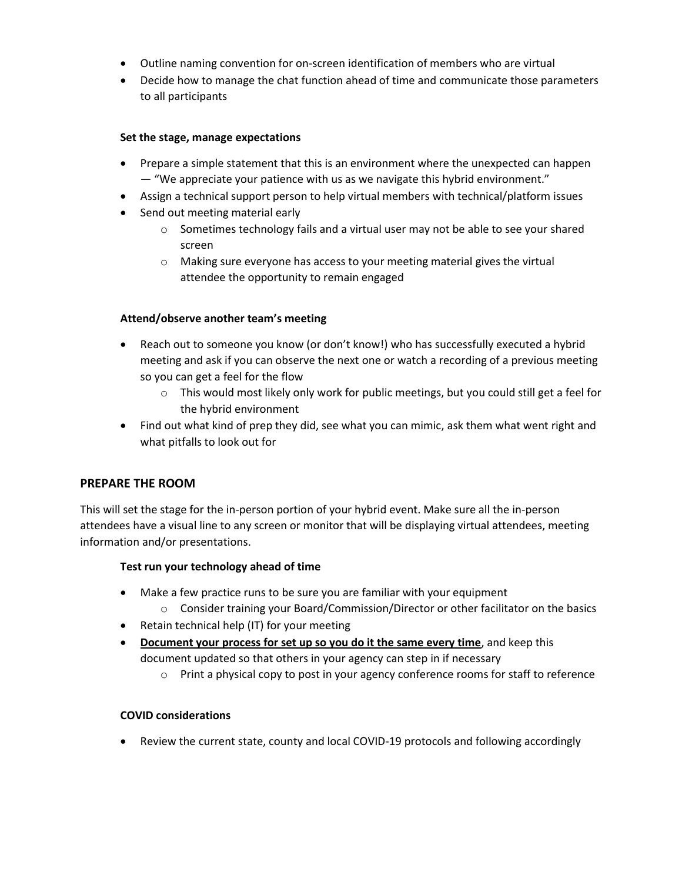- Outline naming convention for on-screen identification of members who are virtual
- Decide how to manage the chat function ahead of time and communicate those parameters to all participants

**Set the stage, manage expectations**

- Prepare a simple statement that this is an environment where the unexpected can happen — "We appreciate your patience with us as we navigate this hybrid environment."
- Assign a technical support person to help virtual members with technical/platform issues
- Send out meeting material early
  - Sometimes technology fails and a virtual user may not be able to see your shared screen
  - Making sure everyone has access to your meeting material gives the virtual attendee the opportunity to remain engaged

**Attend/observe another team's meeting**

- Reach out to someone you know (or don't know!) who has successfully executed a hybrid meeting and ask if you can observe the next one or watch a recording of a previous meeting so you can get a feel for the flow
  - This would most likely only work for public meetings, but you could still get a feel for the hybrid environment
- Find out what kind of prep they did, see what you can mimic, ask them what went right and what pitfalls to look out for

## PREPARE THE ROOM

This will set the stage for the in-person portion of your hybrid event. Make sure all the in-person attendees have a visual line to any screen or monitor that will be displaying virtual attendees, meeting information and/or presentations.

**Test run your technology ahead of time**

- Make a few practice runs to be sure you are familiar with your equipment
  - Consider training your Board/Commission/Director or other facilitator on the basics
- Retain technical help (IT) for your meeting
- **Document your process for set up so you do it the same every time**, and keep this document updated so that others in your agency can step in if necessary
  - Print a physical copy to post in your agency conference rooms for staff to reference

**COVID considerations**

- Review the current state, county and local COVID-19 protocols and following accordingly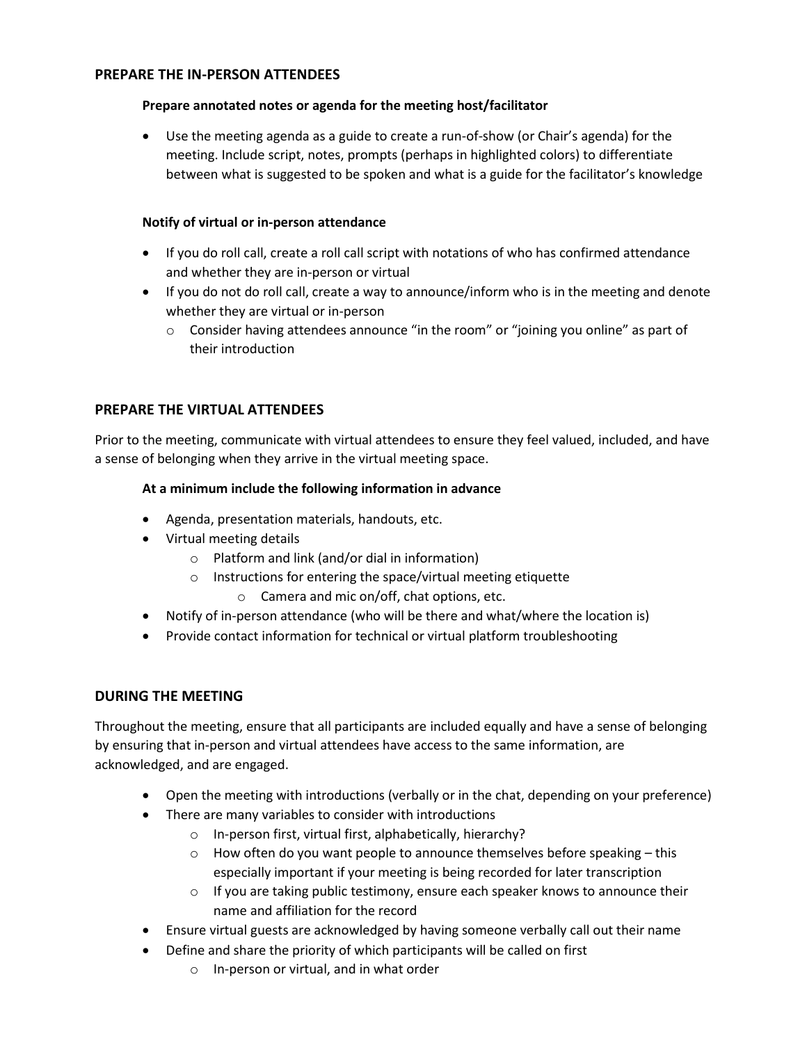## PREPARE THE IN-PERSON ATTENDEES

### Prepare annotated notes or agenda for the meeting host/facilitator

- Use the meeting agenda as a guide to create a run-of-show (or Chair's agenda) for the meeting. Include script, notes, prompts (perhaps in highlighted colors) to differentiate between what is suggested to be spoken and what is a guide for the facilitator's knowledge

### Notify of virtual or in-person attendance

- If you do roll call, create a roll call script with notations of who has confirmed attendance and whether they are in-person or virtual
- If you do not do roll call, create a way to announce/inform who is in the meeting and denote whether they are virtual or in-person
  - Consider having attendees announce "in the room" or "joining you online" as part of their introduction

## PREPARE THE VIRTUAL ATTENDEES

Prior to the meeting, communicate with virtual attendees to ensure they feel valued, included, and have a sense of belonging when they arrive in the virtual meeting space.

### At a minimum include the following information in advance

- Agenda, presentation materials, handouts, etc.
- Virtual meeting details
  - Platform and link (and/or dial in information)
  - Instructions for entering the space/virtual meeting etiquette
    - Camera and mic on/off, chat options, etc.
- Notify of in-person attendance (who will be there and what/where the location is)
- Provide contact information for technical or virtual platform troubleshooting

## DURING THE MEETING

Throughout the meeting, ensure that all participants are included equally and have a sense of belonging by ensuring that in-person and virtual attendees have access to the same information, are acknowledged, and are engaged.

- Open the meeting with introductions (verbally or in the chat, depending on your preference)
- There are many variables to consider with introductions
  - In-person first, virtual first, alphabetically, hierarchy?
  - How often do you want people to announce themselves before speaking – this especially important if your meeting is being recorded for later transcription
  - If you are taking public testimony, ensure each speaker knows to announce their name and affiliation for the record
- Ensure virtual guests are acknowledged by having someone verbally call out their name
- Define and share the priority of which participants will be called on first
  - In-person or virtual, and in what order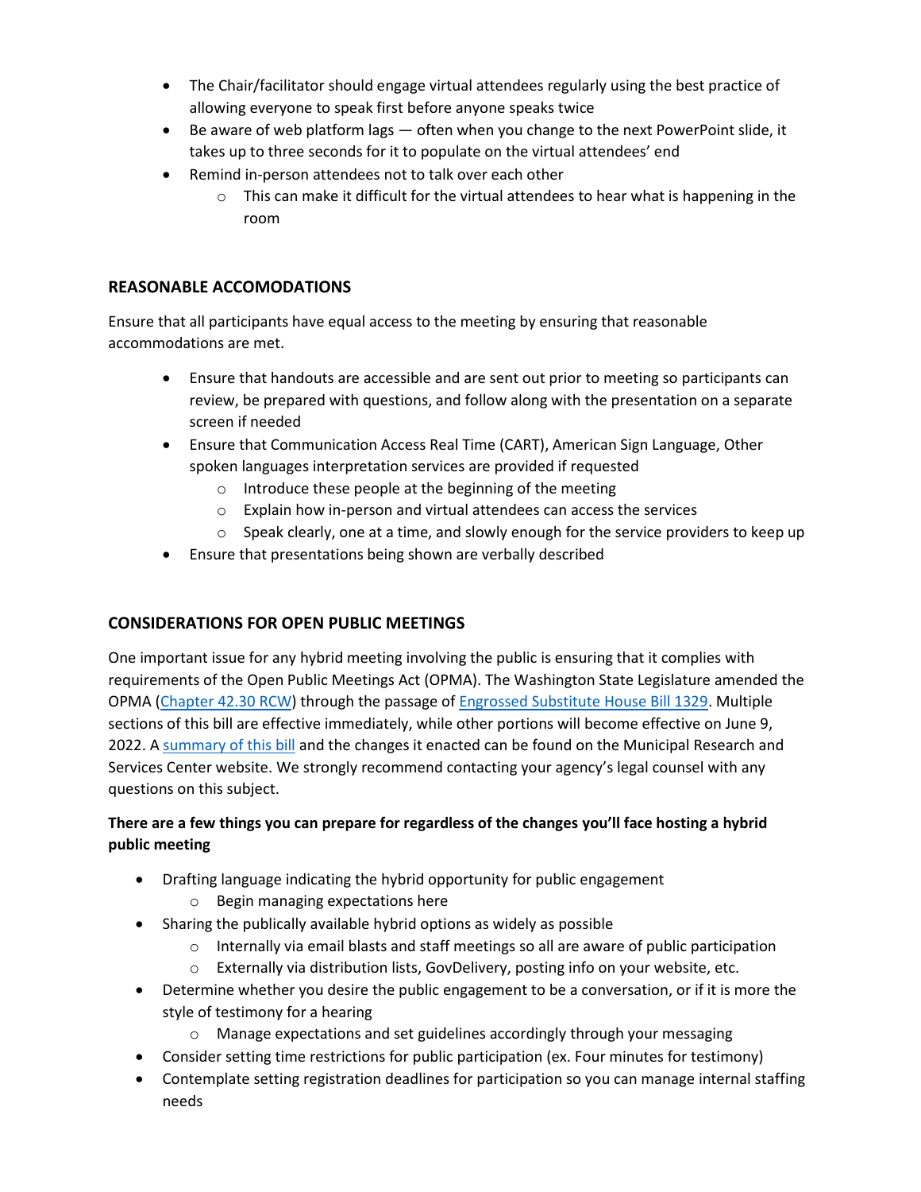- The Chair/facilitator should engage virtual attendees regularly using the best practice of allowing everyone to speak first before anyone speaks twice
- Be aware of web platform lags — often when you change to the next PowerPoint slide, it takes up to three seconds for it to populate on the virtual attendees' end
- Remind in-person attendees not to talk over each other
  - This can make it difficult for the virtual attendees to hear what is happening in the room

## REASONABLE ACCOMODATIONS

Ensure that all participants have equal access to the meeting by ensuring that reasonable accommodations are met.

- Ensure that handouts are accessible and are sent out prior to meeting so participants can review, be prepared with questions, and follow along with the presentation on a separate screen if needed
- Ensure that Communication Access Real Time (CART), American Sign Language, Other spoken languages interpretation services are provided if requested
  - Introduce these people at the beginning of the meeting
  - Explain how in-person and virtual attendees can access the services
  - Speak clearly, one at a time, and slowly enough for the service providers to keep up
- Ensure that presentations being shown are verbally described

## CONSIDERATIONS FOR OPEN PUBLIC MEETINGS

One important issue for any hybrid meeting involving the public is ensuring that it complies with requirements of the Open Public Meetings Act (OPMA). The Washington State Legislature amended the OPMA (Chapter 42.30 RCW) through the passage of Engrossed Substitute House Bill 1329. Multiple sections of this bill are effective immediately, while other portions will become effective on June 9, 2022. A summary of this bill and the changes it enacted can be found on the Municipal Research and Services Center website. We strongly recommend contacting your agency's legal counsel with any questions on this subject.

**There are a few things you can prepare for regardless of the changes you'll face hosting a hybrid public meeting**

- Drafting language indicating the hybrid opportunity for public engagement
  - Begin managing expectations here
- Sharing the publically available hybrid options as widely as possible
  - Internally via email blasts and staff meetings so all are aware of public participation
  - Externally via distribution lists, GovDelivery, posting info on your website, etc.
- Determine whether you desire the public engagement to be a conversation, or if it is more the style of testimony for a hearing
  - Manage expectations and set guidelines accordingly through your messaging
- Consider setting time restrictions for public participation (ex. Four minutes for testimony)
- Contemplate setting registration deadlines for participation so you can manage internal staffing needs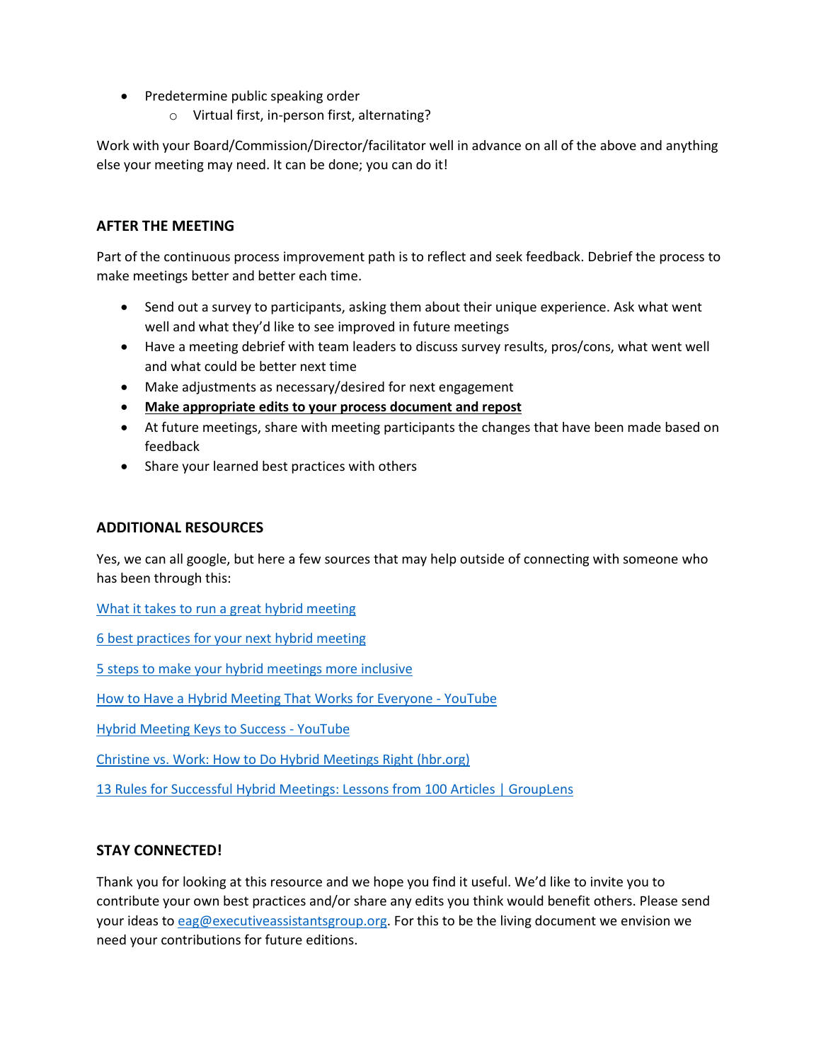- Predetermine public speaking order
    - Virtual first, in-person first, alternating?

Work with your Board/Commission/Director/facilitator well in advance on all of the above and anything else your meeting may need. It can be done; you can do it!

## AFTER THE MEETING

Part of the continuous process improvement path is to reflect and seek feedback. Debrief the process to make meetings better and better each time.

- Send out a survey to participants, asking them about their unique experience. Ask what went well and what they'd like to see improved in future meetings
- Have a meeting debrief with team leaders to discuss survey results, pros/cons, what went well and what could be better next time
- Make adjustments as necessary/desired for next engagement
- **Make appropriate edits to your process document and repost**
- At future meetings, share with meeting participants the changes that have been made based on feedback
- Share your learned best practices with others

## ADDITIONAL RESOURCES

Yes, we can all google, but here a few sources that may help outside of connecting with someone who has been through this:

What it takes to run a great hybrid meeting

6 best practices for your next hybrid meeting

5 steps to make your hybrid meetings more inclusive

How to Have a Hybrid Meeting That Works for Everyone - YouTube

Hybrid Meeting Keys to Success - YouTube

Christine vs. Work: How to Do Hybrid Meetings Right (hbr.org)

13 Rules for Successful Hybrid Meetings: Lessons from 100 Articles | GroupLens

## STAY CONNECTED!

Thank you for looking at this resource and we hope you find it useful. We'd like to invite you to contribute your own best practices and/or share any edits you think would benefit others. Please send your ideas to eag@executiveassistantsgroup.org. For this to be the living document we envision we need your contributions for future editions.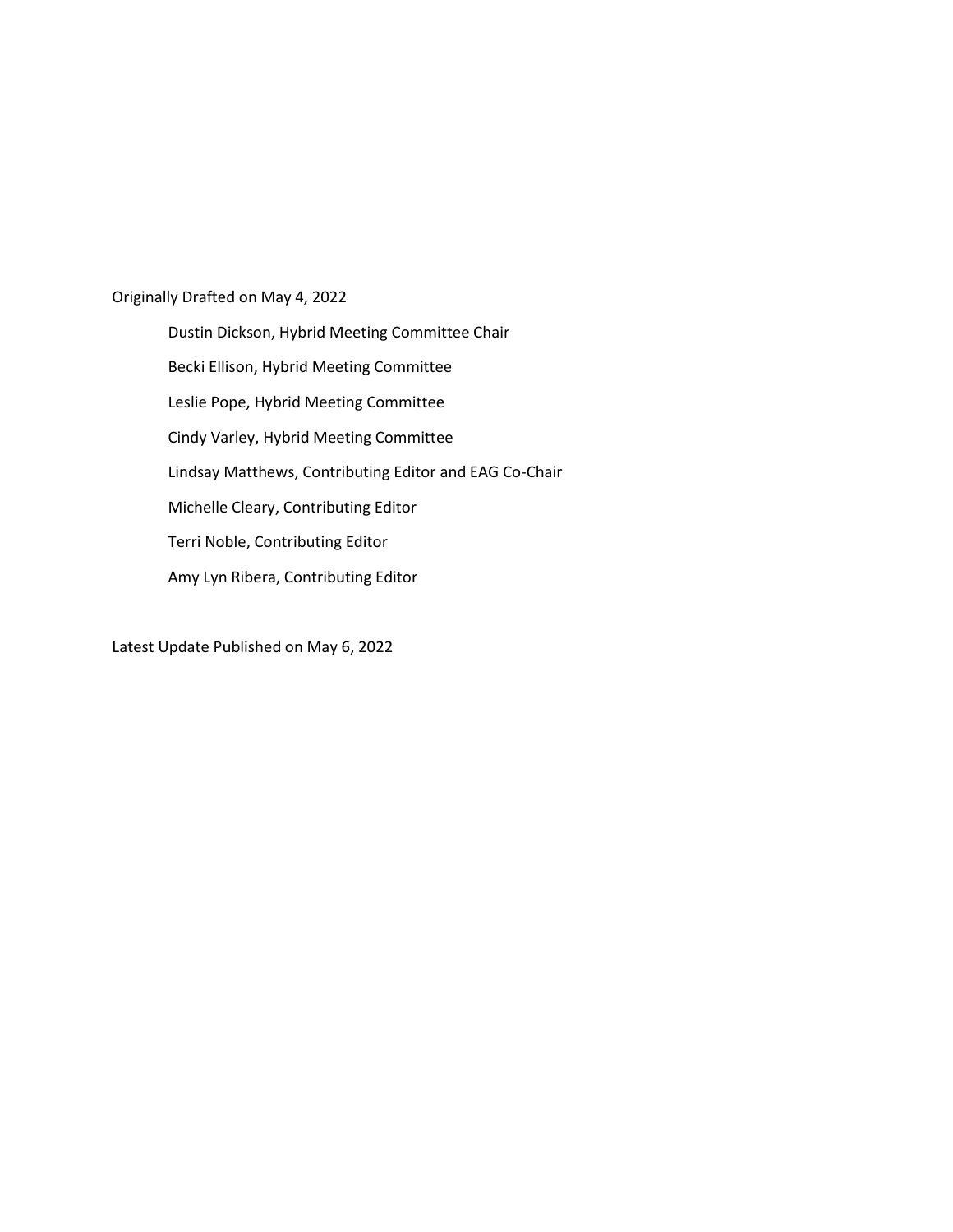Originally Drafted on May 4, 2022

Dustin Dickson, Hybrid Meeting Committee Chair

Becki Ellison, Hybrid Meeting Committee

Leslie Pope, Hybrid Meeting Committee

Cindy Varley, Hybrid Meeting Committee

Lindsay Matthews, Contributing Editor and EAG Co-Chair

Michelle Cleary, Contributing Editor

Terri Noble, Contributing Editor

Amy Lyn Ribera, Contributing Editor

Latest Update Published on May 6, 2022